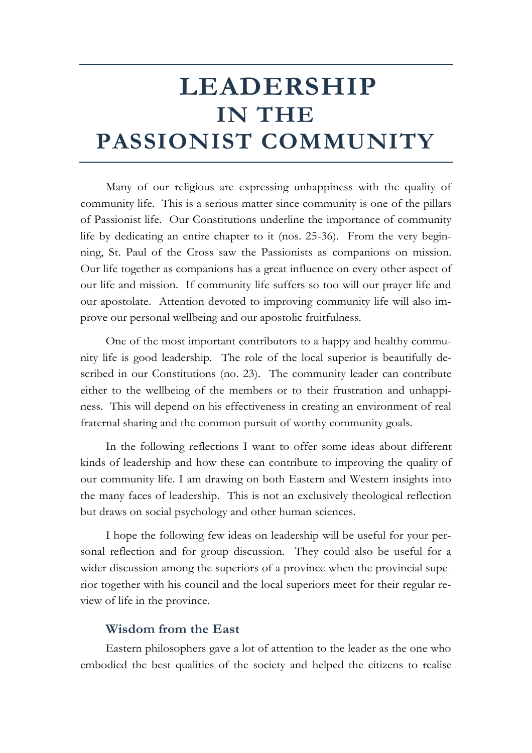# LEADERSHIP IN THE PASSIONIST COMMUNITY

Many of our religious are expressing unhappiness with the quality of community life. This is a serious matter since community is one of the pillars of Passionist life. Our Constitutions underline the importance of community life by dedicating an entire chapter to it (nos. 25-36). From the very beginning, St. Paul of the Cross saw the Passionists as companions on mission. Our life together as companions has a great influence on every other aspect of our life and mission. If community life suffers so too will our prayer life and our apostolate. Attention devoted to improving community life will also improve our personal wellbeing and our apostolic fruitfulness.

One of the most important contributors to a happy and healthy community life is good leadership. The role of the local superior is beautifully described in our Constitutions (no. 23). The community leader can contribute either to the wellbeing of the members or to their frustration and unhappiness. This will depend on his effectiveness in creating an environment of real fraternal sharing and the common pursuit of worthy community goals.

In the following reflections I want to offer some ideas about different kinds of leadership and how these can contribute to improving the quality of our community life. I am drawing on both Eastern and Western insights into the many faces of leadership. This is not an exclusively theological reflection but draws on social psychology and other human sciences.

I hope the following few ideas on leadership will be useful for your personal reflection and for group discussion. They could also be useful for a wider discussion among the superiors of a province when the provincial superior together with his council and the local superiors meet for their regular review of life in the province.

### Wisdom from the East

Eastern philosophers gave a lot of attention to the leader as the one who embodied the best qualities of the society and helped the citizens to realise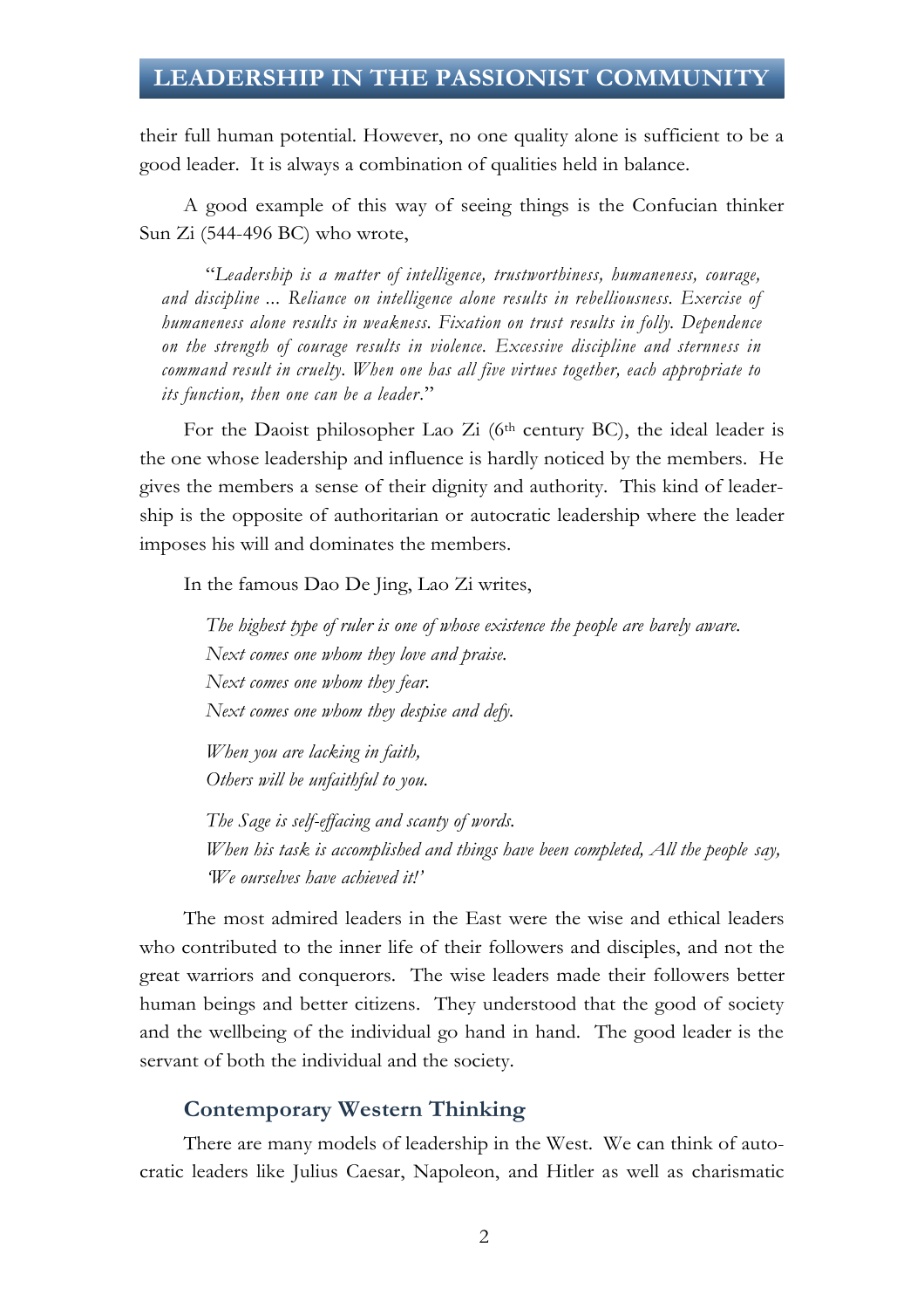their full human potential. However, no one quality alone is sufficient to be a good leader. It is always a combination of qualities held in balance.

A good example of this way of seeing things is the Confucian thinker Sun Zi (544-496 BC) who wrote,

> "*Leadership is a matter of intelligence, trustworthiness, humaneness, courage, and discipline ... Reliance on intelligence alone results in rebelliousness. Exercise of humaneness alone results in weakness. Fixation on trust results in folly. Dependence on the strength of courage results in violence. Excessive discipline and sternness in command result in cruelty. When one has all five virtues together, each appropriate to its function, then one can be a leader.*"

For the Daoist philosopher Lao Zi (6th century BC), the ideal leader is the one whose leadership and influence is hardly noticed by the members. He gives the members a sense of their dignity and authority. This kind of leadership is the opposite of authoritarian or autocratic leadership where the leader imposes his will and dominates the members.

In the famous Dao De Jing, Lao Zi writes,

> *The highest type of ruler is one of whose existence the people are barely aware.*
> *Next comes one whom they love and praise.*
> *Next comes one whom they fear.*
> *Next comes one whom they despise and defy.*
>
> *When you are lacking in faith,*
> *Others will be unfaithful to you.*
>
> *The Sage is self-effacing and scanty of words.*
> *When his task is accomplished and things have been completed, All the people say, 'We ourselves have achieved it!'*

The most admired leaders in the East were the wise and ethical leaders who contributed to the inner life of their followers and disciples, and not the great warriors and conquerors. The wise leaders made their followers better human beings and better citizens. They understood that the good of society and the wellbeing of the individual go hand in hand. The good leader is the servant of both the individual and the society.

## Contemporary Western Thinking

There are many models of leadership in the West. We can think of autocratic leaders like Julius Caesar, Napoleon, and Hitler as well as charismatic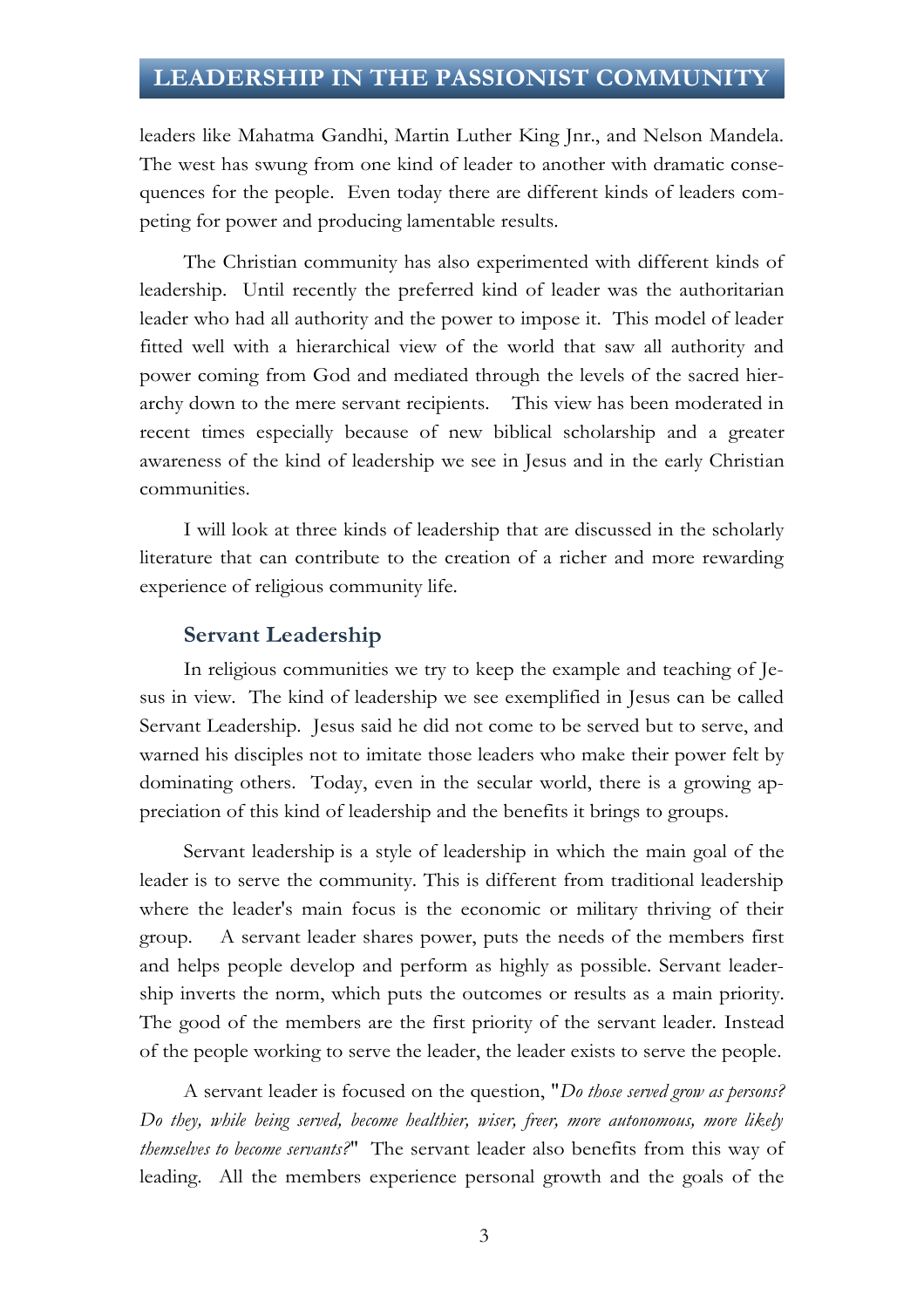leaders like Mahatma Gandhi, Martin Luther King Jnr., and Nelson Mandela. The west has swung from one kind of leader to another with dramatic consequences for the people. Even today there are different kinds of leaders competing for power and producing lamentable results.

The Christian community has also experimented with different kinds of leadership. Until recently the preferred kind of leader was the authoritarian leader who had all authority and the power to impose it. This model of leader fitted well with a hierarchical view of the world that saw all authority and power coming from God and mediated through the levels of the sacred hierarchy down to the mere servant recipients. This view has been moderated in recent times especially because of new biblical scholarship and a greater awareness of the kind of leadership we see in Jesus and in the early Christian communities.

I will look at three kinds of leadership that are discussed in the scholarly literature that can contribute to the creation of a richer and more rewarding experience of religious community life.

### Servant Leadership

In religious communities we try to keep the example and teaching of Jesus in view. The kind of leadership we see exemplified in Jesus can be called Servant Leadership. Jesus said he did not come to be served but to serve, and warned his disciples not to imitate those leaders who make their power felt by dominating others. Today, even in the secular world, there is a growing appreciation of this kind of leadership and the benefits it brings to groups.

Servant leadership is a style of leadership in which the main goal of the leader is to serve the community. This is different from traditional leadership where the leader's main focus is the economic or military thriving of their group. A servant leader shares power, puts the needs of the members first and helps people develop and perform as highly as possible. Servant leadership inverts the norm, which puts the outcomes or results as a main priority. The good of the members are the first priority of the servant leader. Instead of the people working to serve the leader, the leader exists to serve the people.

A servant leader is focused on the question, "*Do those served grow as persons? Do they, while being served, become healthier, wiser, freer, more autonomous, more likely themselves to become servants?*" The servant leader also benefits from this way of leading. All the members experience personal growth and the goals of the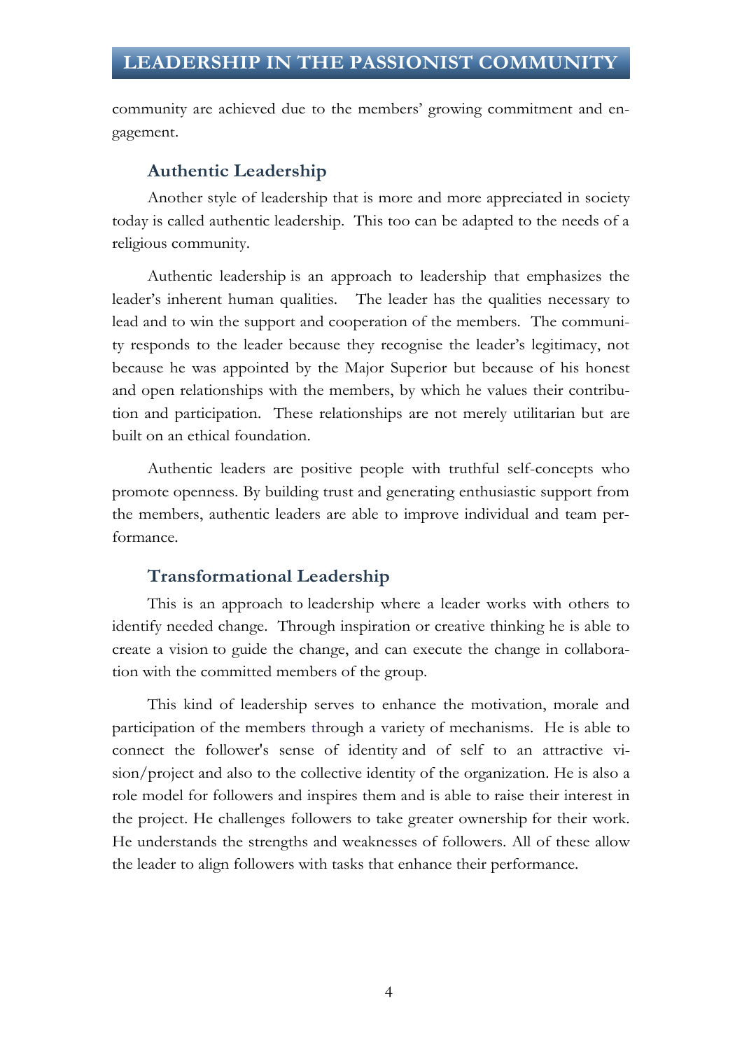community are achieved due to the members' growing commitment and engagement.

### Authentic Leadership

Another style of leadership that is more and more appreciated in society today is called authentic leadership. This too can be adapted to the needs of a religious community.

Authentic leadership is an approach to leadership that emphasizes the leader's inherent human qualities. The leader has the qualities necessary to lead and to win the support and cooperation of the members. The community responds to the leader because they recognise the leader's legitimacy, not because he was appointed by the Major Superior but because of his honest and open relationships with the members, by which he values their contribution and participation. These relationships are not merely utilitarian but are built on an ethical foundation.

Authentic leaders are positive people with truthful self-concepts who promote openness. By building trust and generating enthusiastic support from the members, authentic leaders are able to improve individual and team performance.

### Transformational Leadership

This is an approach to leadership where a leader works with others to identify needed change. Through inspiration or creative thinking he is able to create a vision to guide the change, and can execute the change in collaboration with the committed members of the group.

This kind of leadership serves to enhance the motivation, morale and participation of the members through a variety of mechanisms. He is able to connect the follower's sense of identity and of self to an attractive vision/project and also to the collective identity of the organization. He is also a role model for followers and inspires them and is able to raise their interest in the project. He challenges followers to take greater ownership for their work. He understands the strengths and weaknesses of followers. All of these allow the leader to align followers with tasks that enhance their performance.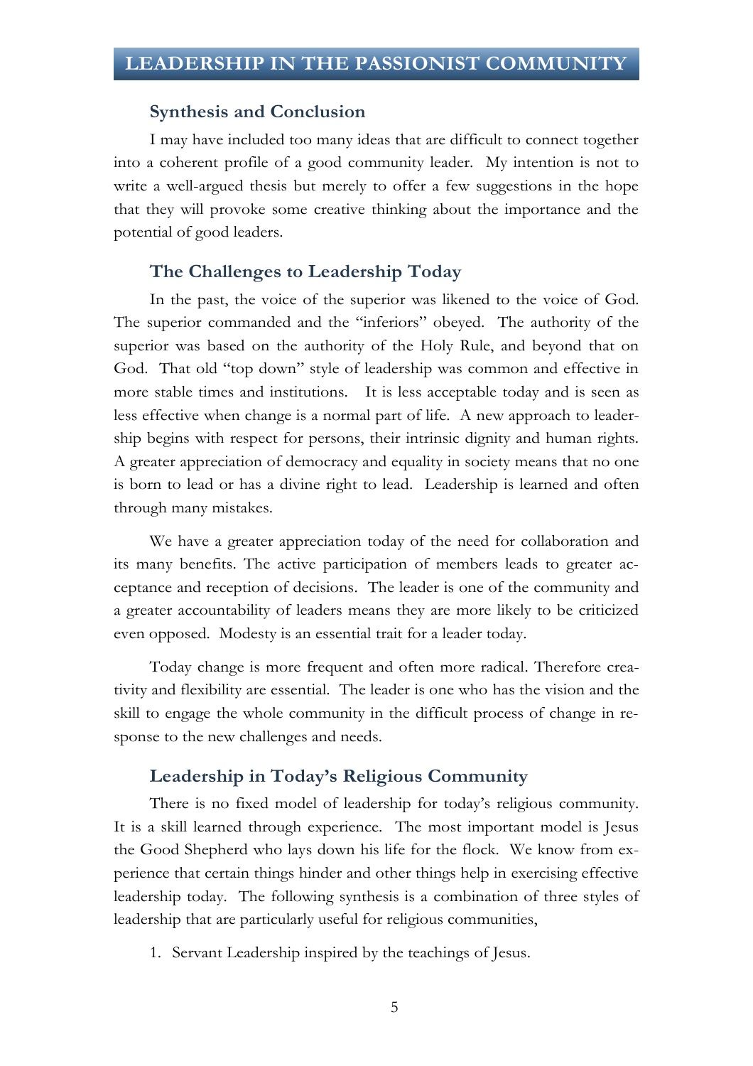## Synthesis and Conclusion

I may have included too many ideas that are difficult to connect together into a coherent profile of a good community leader. My intention is not to write a well-argued thesis but merely to offer a few suggestions in the hope that they will provoke some creative thinking about the importance and the potential of good leaders.

## The Challenges to Leadership Today

In the past, the voice of the superior was likened to the voice of God. The superior commanded and the "inferiors" obeyed. The authority of the superior was based on the authority of the Holy Rule, and beyond that on God. That old "top down" style of leadership was common and effective in more stable times and institutions. It is less acceptable today and is seen as less effective when change is a normal part of life. A new approach to leadership begins with respect for persons, their intrinsic dignity and human rights. A greater appreciation of democracy and equality in society means that no one is born to lead or has a divine right to lead. Leadership is learned and often through many mistakes.

We have a greater appreciation today of the need for collaboration and its many benefits. The active participation of members leads to greater acceptance and reception of decisions. The leader is one of the community and a greater accountability of leaders means they are more likely to be criticized even opposed. Modesty is an essential trait for a leader today.

Today change is more frequent and often more radical. Therefore creativity and flexibility are essential. The leader is one who has the vision and the skill to engage the whole community in the difficult process of change in response to the new challenges and needs.

## Leadership in Today's Religious Community

There is no fixed model of leadership for today's religious community. It is a skill learned through experience. The most important model is Jesus the Good Shepherd who lays down his life for the flock. We know from experience that certain things hinder and other things help in exercising effective leadership today. The following synthesis is a combination of three styles of leadership that are particularly useful for religious communities,

1. Servant Leadership inspired by the teachings of Jesus.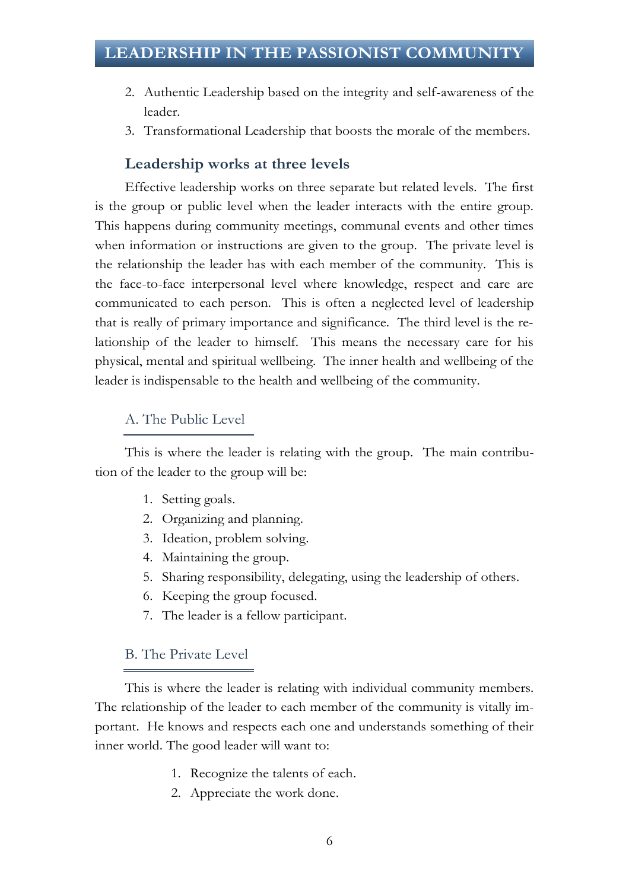2. Authentic Leadership based on the integrity and self-awareness of the leader.
3. Transformational Leadership that boosts the morale of the members.

### Leadership works at three levels

Effective leadership works on three separate but related levels. The first is the group or public level when the leader interacts with the entire group. This happens during community meetings, communal events and other times when information or instructions are given to the group. The private level is the relationship the leader has with each member of the community. This is the face-to-face interpersonal level where knowledge, respect and care are communicated to each person. This is often a neglected level of leadership that is really of primary importance and significance. The third level is the relationship of the leader to himself. This means the necessary care for his physical, mental and spiritual wellbeing. The inner health and wellbeing of the leader is indispensable to the health and wellbeing of the community.

#### A. The Public Level

This is where the leader is relating with the group. The main contribution of the leader to the group will be:

1. Setting goals.
2. Organizing and planning.
3. Ideation, problem solving.
4. Maintaining the group.
5. Sharing responsibility, delegating, using the leadership of others.
6. Keeping the group focused.
7. The leader is a fellow participant.

#### B. The Private Level

This is where the leader is relating with individual community members. The relationship of the leader to each member of the community is vitally important. He knows and respects each one and understands something of their inner world. The good leader will want to:

1. Recognize the talents of each.
2. Appreciate the work done.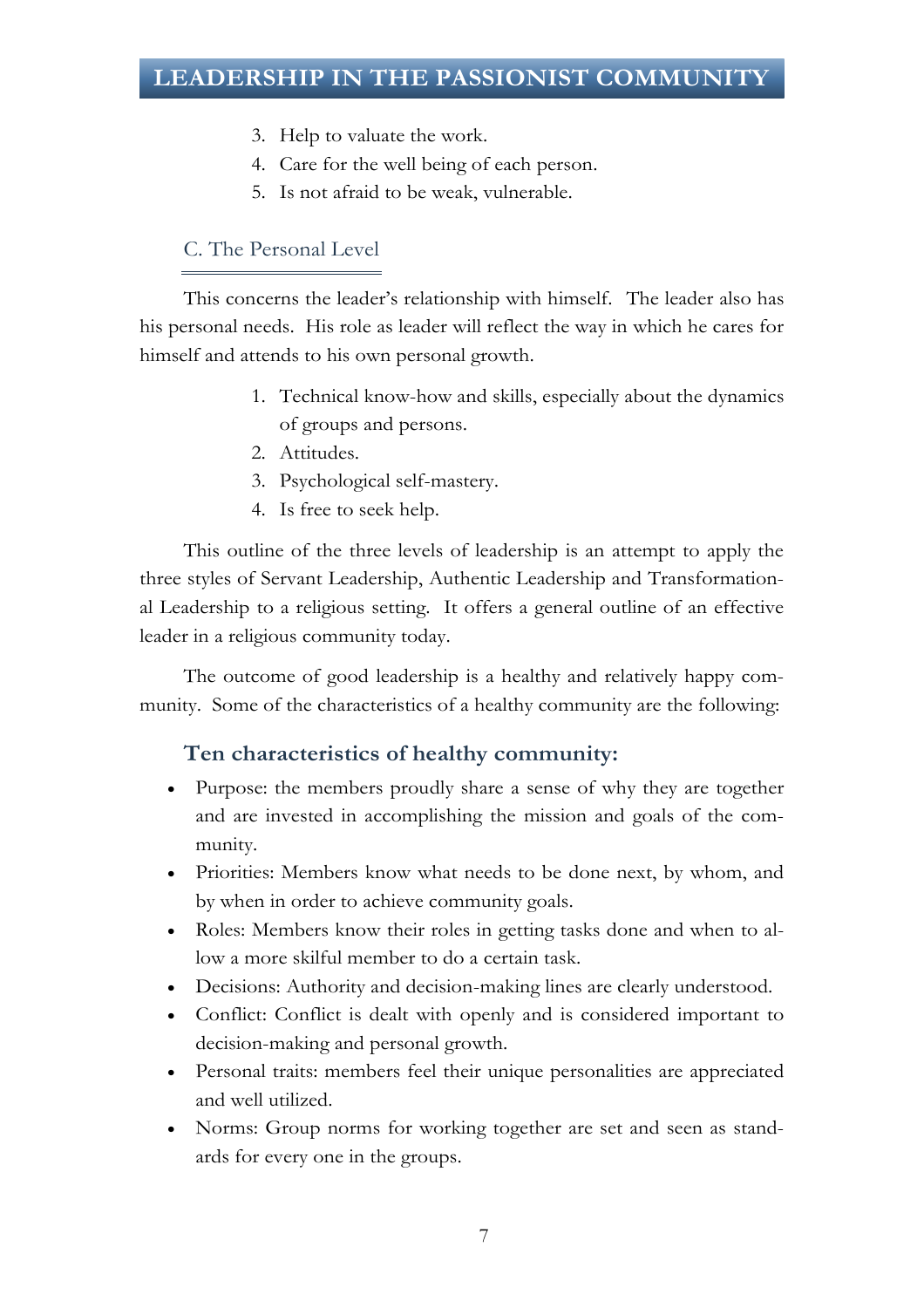3. Help to valuate the work.
4. Care for the well being of each person.
5. Is not afraid to be weak, vulnerable.

### C. The Personal Level

This concerns the leader's relationship with himself. The leader also has his personal needs. His role as leader will reflect the way in which he cares for himself and attends to his own personal growth.

1. Technical know-how and skills, especially about the dynamics of groups and persons.
2. Attitudes.
3. Psychological self-mastery.
4. Is free to seek help.

This outline of the three levels of leadership is an attempt to apply the three styles of Servant Leadership, Authentic Leadership and Transformational Leadership to a religious setting. It offers a general outline of an effective leader in a religious community today.

The outcome of good leadership is a healthy and relatively happy community. Some of the characteristics of a healthy community are the following:

### Ten characteristics of healthy community:

- Purpose: the members proudly share a sense of why they are together and are invested in accomplishing the mission and goals of the community.
- Priorities: Members know what needs to be done next, by whom, and by when in order to achieve community goals.
- Roles: Members know their roles in getting tasks done and when to allow a more skilful member to do a certain task.
- Decisions: Authority and decision-making lines are clearly understood.
- Conflict: Conflict is dealt with openly and is considered important to decision-making and personal growth.
- Personal traits: members feel their unique personalities are appreciated and well utilized.
- Norms: Group norms for working together are set and seen as standards for every one in the groups.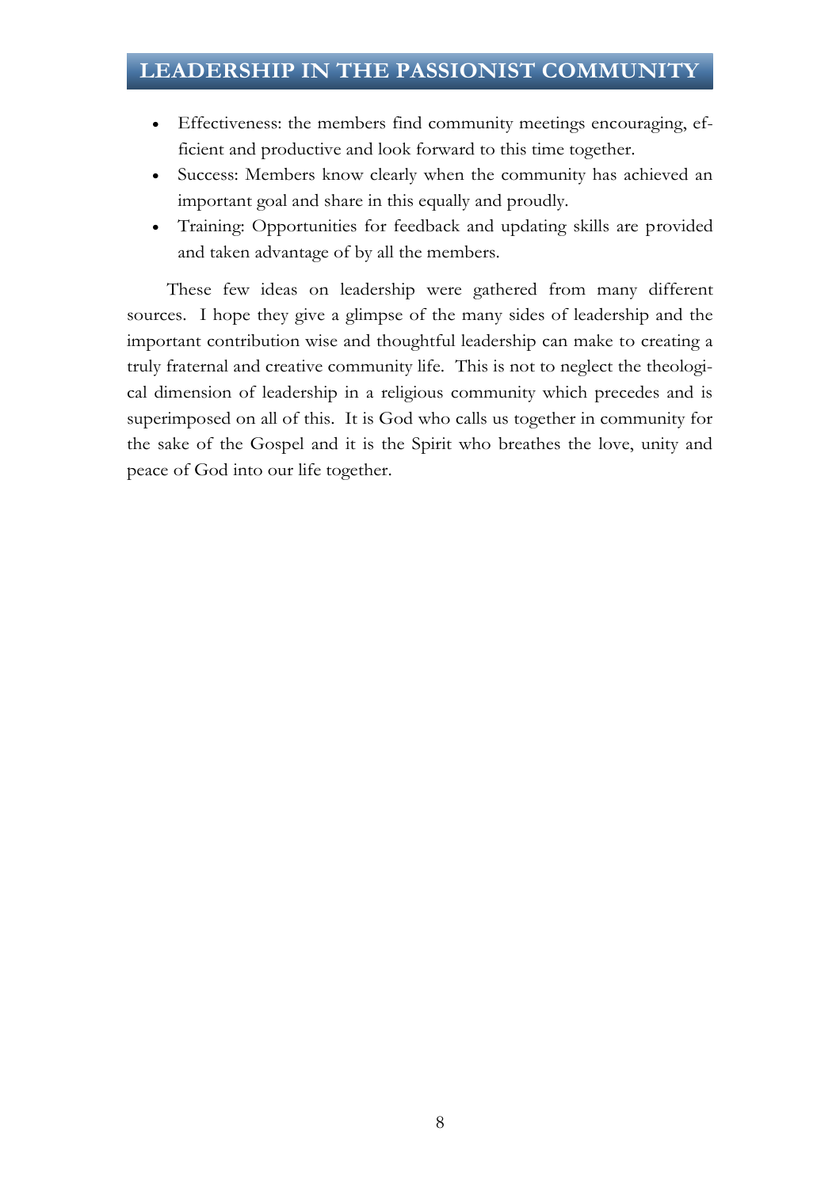- Effectiveness: the members find community meetings encouraging, efficient and productive and look forward to this time together.
- Success: Members know clearly when the community has achieved an important goal and share in this equally and proudly.
- Training: Opportunities for feedback and updating skills are provided and taken advantage of by all the members.

These few ideas on leadership were gathered from many different sources. I hope they give a glimpse of the many sides of leadership and the important contribution wise and thoughtful leadership can make to creating a truly fraternal and creative community life. This is not to neglect the theological dimension of leadership in a religious community which precedes and is superimposed on all of this. It is God who calls us together in community for the sake of the Gospel and it is the Spirit who breathes the love, unity and peace of God into our life together.